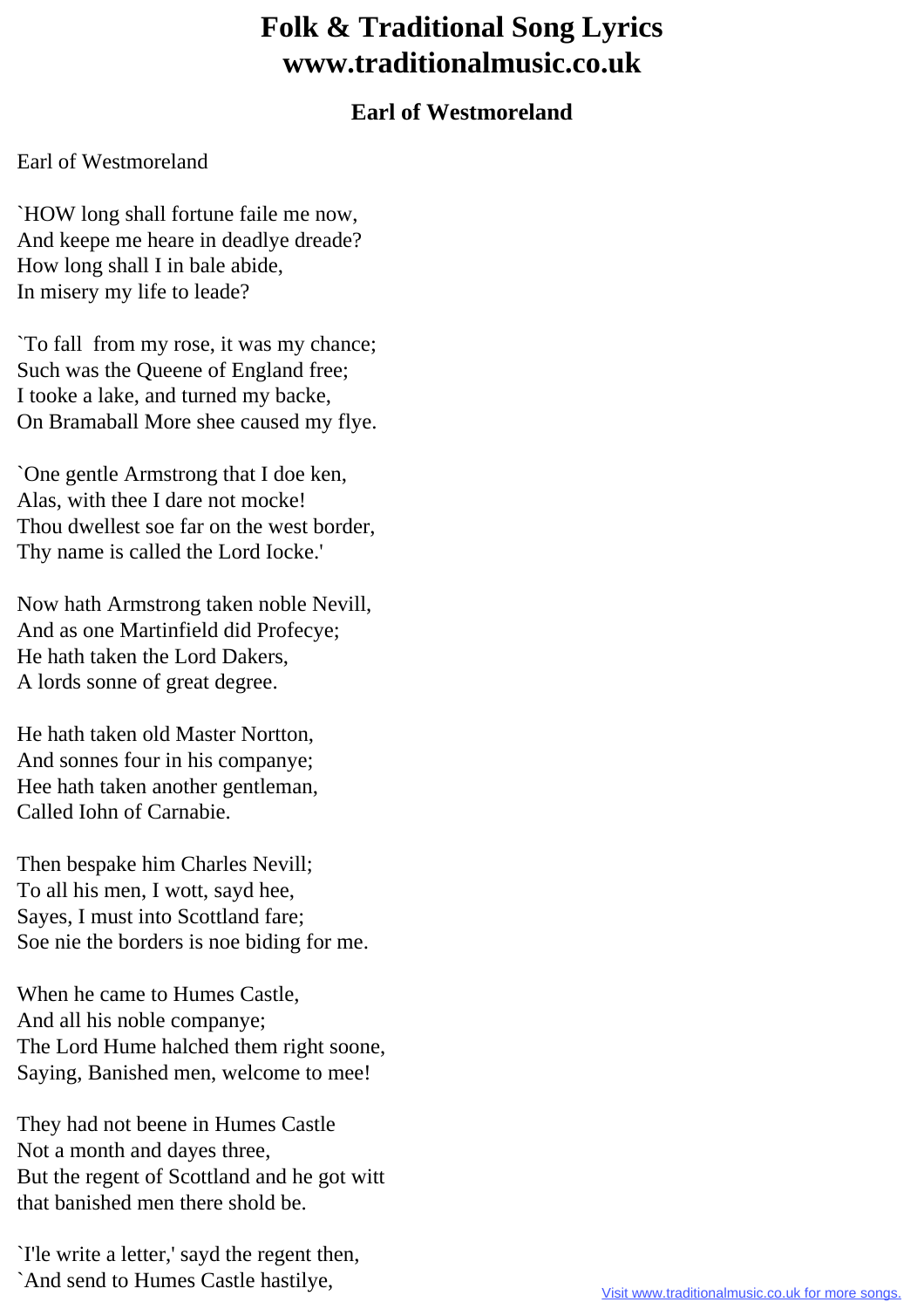# Folk & Traditional Song Lyrics
# www.traditionalmusic.co.uk

## Earl of Westmoreland

Earl of Westmoreland

`HOW long shall fortune faile me now,
And keepe me heare in deadlye dreade?
How long shall I in bale abide,
In misery my life to leade?

`To fall from my rose, it was my chance;
Such was the Queene of England free;
I tooke a lake, and turned my backe,
On Bramaball More shee caused my flye.

`One gentle Armstrong that I doe ken,
Alas, with thee I dare not mocke!
Thou dwellest soe far on the west border,
Thy name is called the Lord Iocke.'

Now hath Armstrong taken noble Nevill,
And as one Martinfield did Profecye;
He hath taken the Lord Dakers,
A lords sonne of great degree.

He hath taken old Master Nortton,
And sonnes four in his companye;
Hee hath taken another gentleman,
Called Iohn of Carnabie.

Then bespake him Charles Nevill;
To all his men, I wott, sayd hee,
Sayes, I must into Scottland fare;
Soe nie the borders is noe biding for me.

When he came to Humes Castle,
And all his noble companye;
The Lord Hume halched them right soone,
Saying, Banished men, welcome to mee!

They had not beene in Humes Castle
Not a month and dayes three,
But the regent of Scottland and he got witt
that banished men there shold be.

`I'le write a letter,' sayd the regent then,
`And send to Humes Castle hastilye,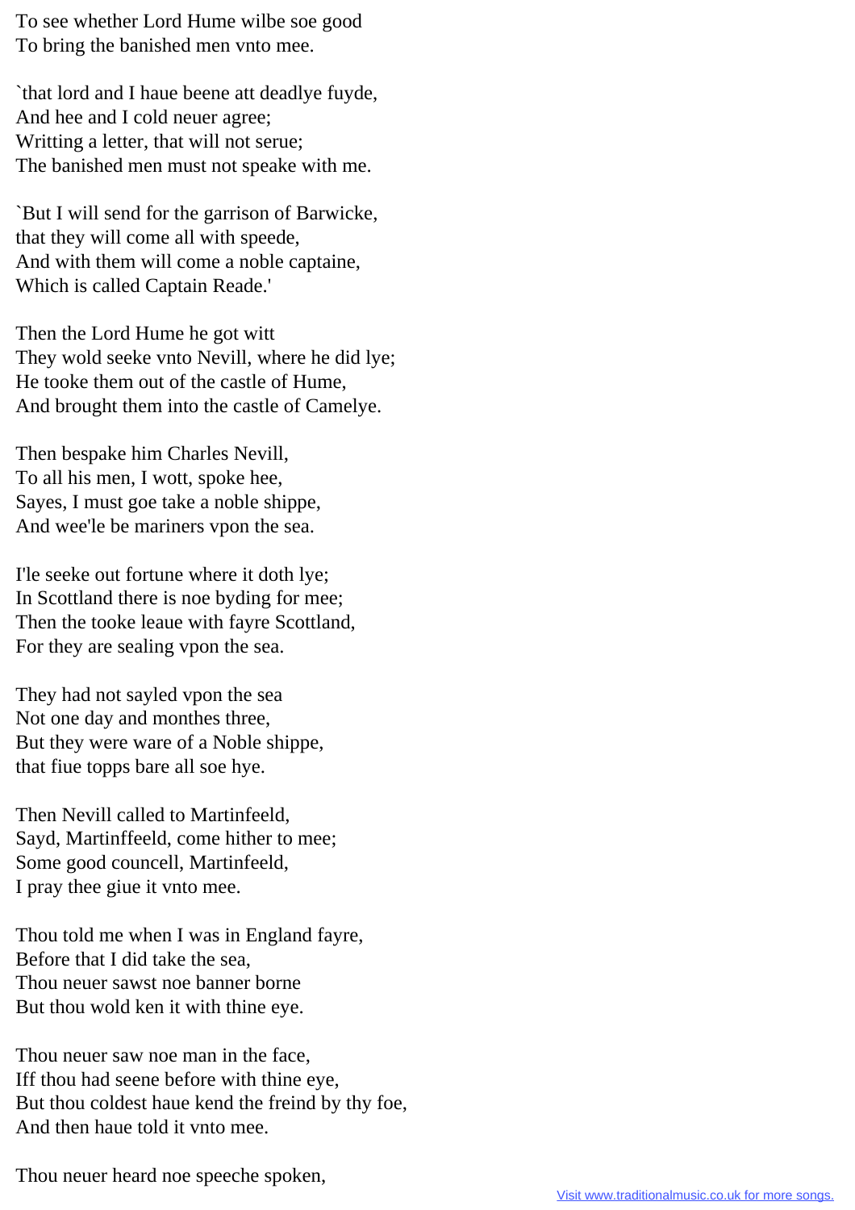To see whether Lord Hume wilbe soe good
To bring the banished men vnto mee.

`that lord and I haue beene att deadlye fuyde,
And hee and I cold neuer agree;
Writting a letter, that will not serue;
The banished men must not speake with me.

`But I will send for the garrison of Barwicke,
that they will come all with speede,
And with them will come a noble captaine,
Which is called Captain Reade.'

Then the Lord Hume he got witt
They wold seeke vnto Nevill, where he did lye;
He tooke them out of the castle of Hume,
And brought them into the castle of Camelye.

Then bespake him Charles Nevill,
To all his men, I wott, spoke hee,
Sayes, I must goe take a noble shippe,
And wee'le be mariners vpon the sea.

I'le seeke out fortune where it doth lye;
In Scottland there is noe byding for mee;
Then the tooke leaue with fayre Scottland,
For they are sealing vpon the sea.

They had not sayled vpon the sea
Not one day and monthes three,
But they were ware of a Noble shippe,
that fiue topps bare all soe hye.

Then Nevill called to Martinfeeld,
Sayd, Martinffeeld, come hither to mee;
Some good councell, Martinfeeld,
I pray thee giue it vnto mee.

Thou told me when I was in England fayre,
Before that I did take the sea,
Thou neuer sawst noe banner borne
But thou wold ken it with thine eye.

Thou neuer saw noe man in the face,
Iff thou had seene before with thine eye,
But thou coldest haue kend the freind by thy foe,
And then haue told it vnto mee.

Thou neuer heard noe speeche spoken,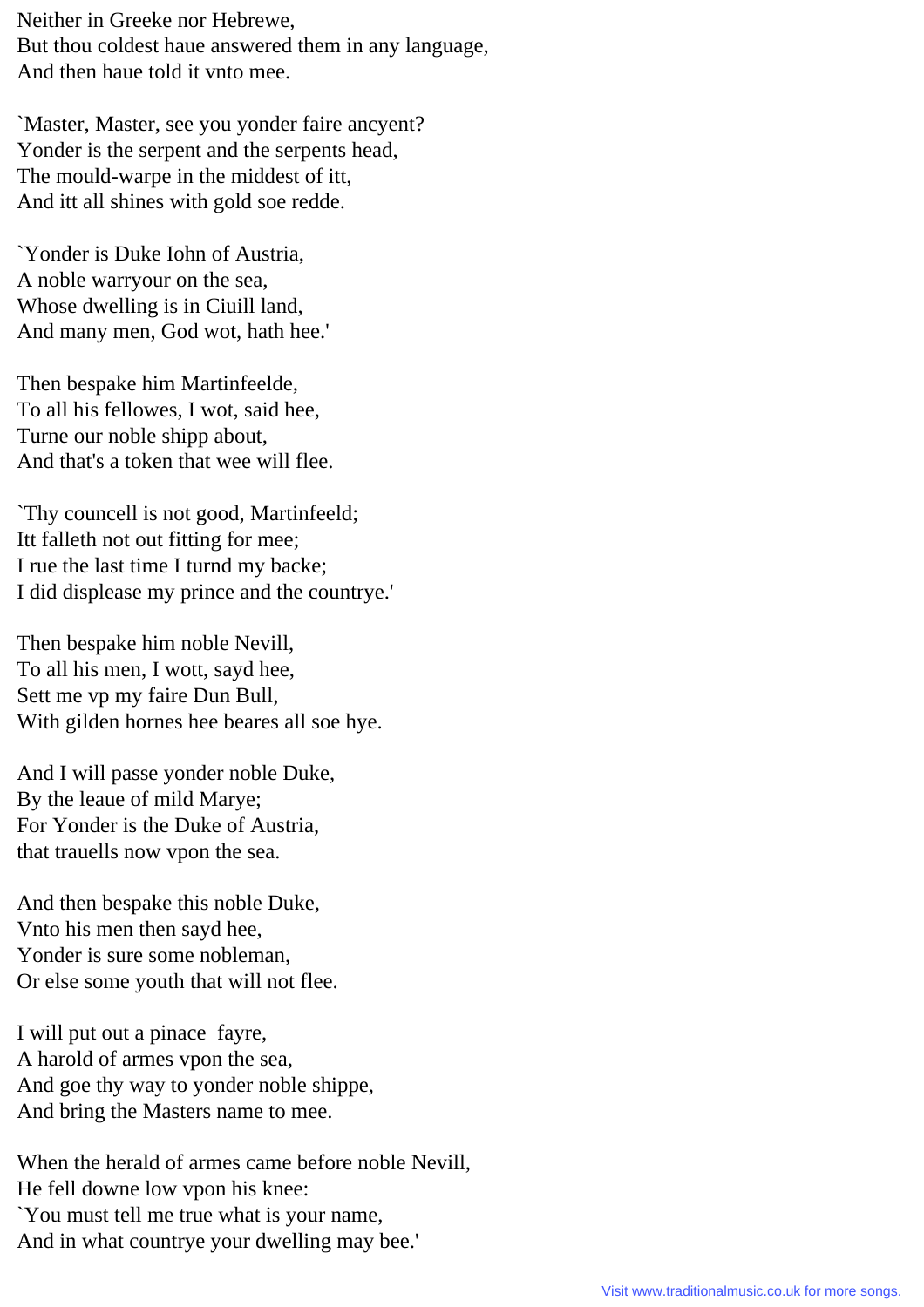Neither in Greeke nor Hebrewe,
But thou coldest haue answered them in any language,
And then haue told it vnto mee.

`Master, Master, see you yonder faire ancyent?
Yonder is the serpent and the serpents head,
The mould-warpe in the middest of itt,
And itt all shines with gold soe redde.

`Yonder is Duke Iohn of Austria,
A noble warryour on the sea,
Whose dwelling is in Ciuill land,
And many men, God wot, hath hee.'

Then bespake him Martinfeelde,
To all his fellowes, I wot, said hee,
Turne our noble shipp about,
And that's a token that wee will flee.

`Thy councell is not good, Martinfeeld;
Itt falleth not out fitting for mee;
I rue the last time I turnd my backe;
I did displease my prince and the countrye.'

Then bespake him noble Nevill,
To all his men, I wott, sayd hee,
Sett me vp my faire Dun Bull,
With gilden hornes hee beares all soe hye.

And I will passe yonder noble Duke,
By the leaue of mild Marye;
For Yonder is the Duke of Austria,
that trauells now vpon the sea.

And then bespake this noble Duke,
Vnto his men then sayd hee,
Yonder is sure some nobleman,
Or else some youth that will not flee.

I will put out a pinace fayre,
A harold of armes vpon the sea,
And goe thy way to yonder noble shippe,
And bring the Masters name to mee.

When the herald of armes came before noble Nevill,
He fell downe low vpon his knee:
`You must tell me true what is your name,
And in what countrye your dwelling may bee.'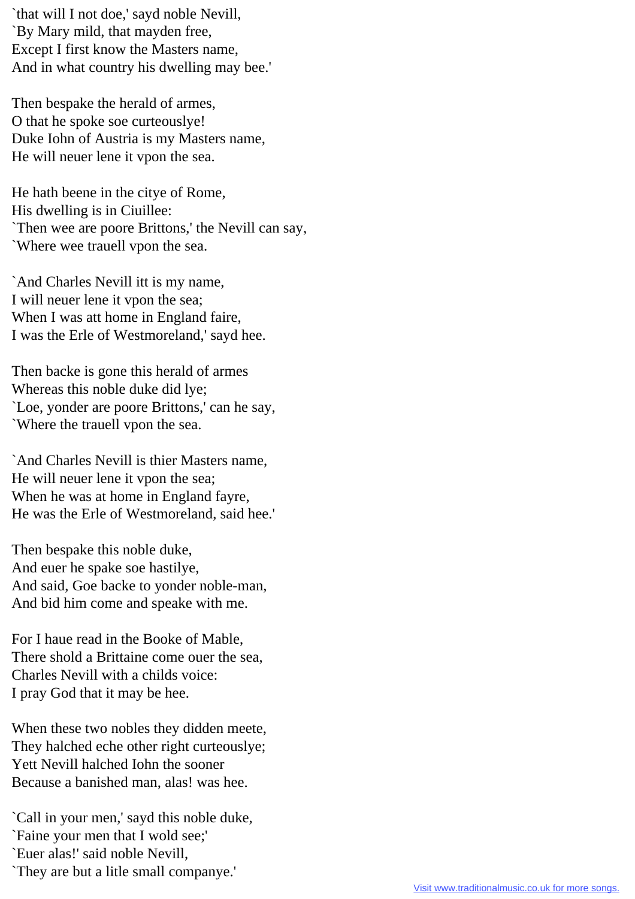`that will I not doe,' sayd noble Nevill,
`By Mary mild, that mayden free,
Except I first know the Masters name,
And in what country his dwelling may bee.'

Then bespake the herald of armes,
O that he spoke soe curteouslye!
Duke Iohn of Austria is my Masters name,
He will neuer lene it vpon the sea.

He hath beene in the citye of Rome,
His dwelling is in Ciuillee:
`Then wee are poore Brittons,' the Nevill can say,
`Where wee trauell vpon the sea.

`And Charles Nevill itt is my name,
I will neuer lene it vpon the sea;
When I was att home in England faire,
I was the Erle of Westmoreland,' sayd hee.

Then backe is gone this herald of armes
Whereas this noble duke did lye;
`Loe, yonder are poore Brittons,' can he say,
`Where the trauell vpon the sea.

`And Charles Nevill is thier Masters name,
He will neuer lene it vpon the sea;
When he was at home in England fayre,
He was the Erle of Westmoreland, said hee.'

Then bespake this noble duke,
And euer he spake soe hastilye,
And said, Goe backe to yonder noble-man,
And bid him come and speake with me.

For I haue read in the Booke of Mable,
There shold a Brittaine come ouer the sea,
Charles Nevill with a childs voice:
I pray God that it may be hee.

When these two nobles they didden meete,
They halched eche other right curteouslye;
Yett Nevill halched Iohn the sooner
Because a banished man, alas! was hee.

`Call in your men,' sayd this noble duke,
`Faine your men that I wold see;'
`Euer alas!' said noble Nevill,
`They are but a litle small companye.'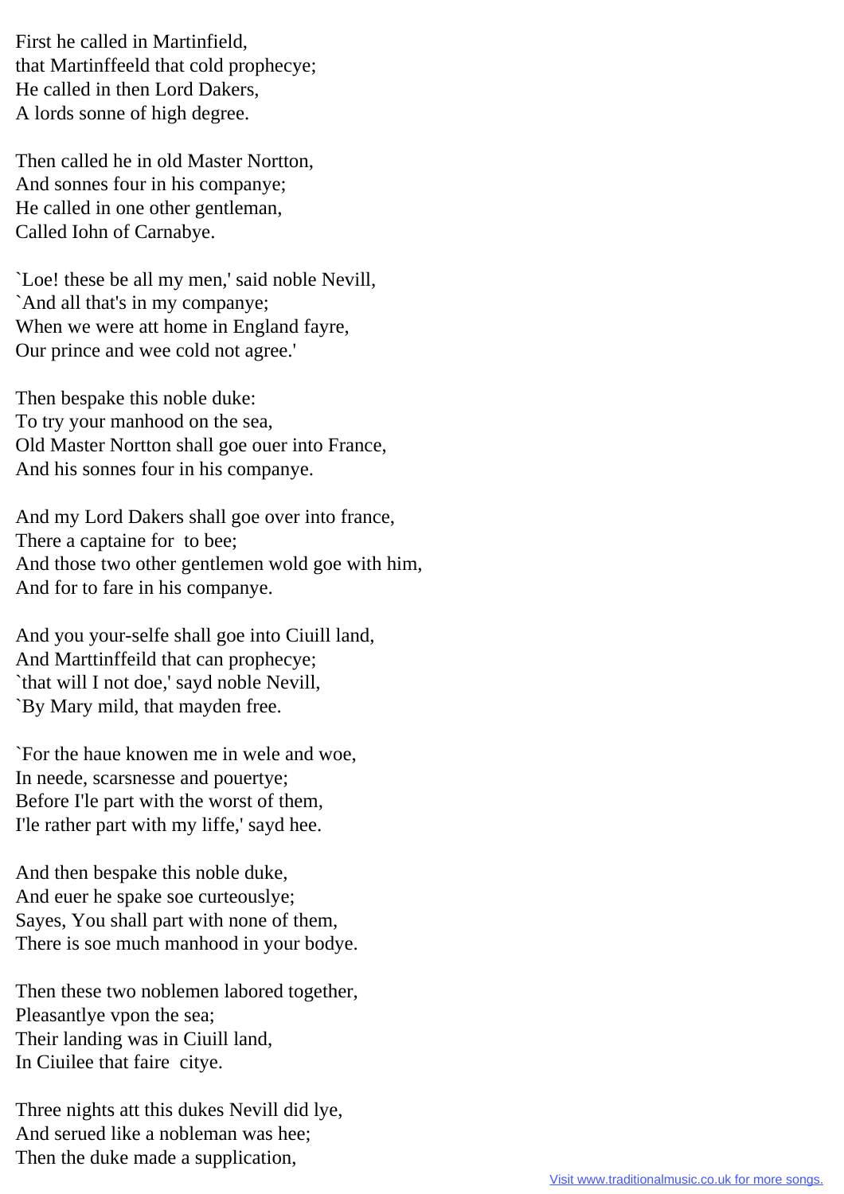First he called in Martinfield,
that Martinffeeld that cold prophecye;
He called in then Lord Dakers,
A lords sonne of high degree.

Then called he in old Master Nortton,
And sonnes four in his companye;
He called in one other gentleman,
Called Iohn of Carnabye.

`Loe! these be all my men,' said noble Nevill,
`And all that's in my companye;
When we were att home in England fayre,
Our prince and wee cold not agree.'

Then bespake this noble duke:
To try your manhood on the sea,
Old Master Nortton shall goe ouer into France,
And his sonnes four in his companye.

And my Lord Dakers shall goe over into france,
There a captaine for  to bee;
And those two other gentlemen wold goe with him,
And for to fare in his companye.

And you your-selfe shall goe into Ciuill land,
And Marttinffeild that can prophecye;
`that will I not doe,' sayd noble Nevill,
`By Mary mild, that mayden free.

`For the haue knowen me in wele and woe,
In neede, scarsnesse and pouertye;
Before I'le part with the worst of them,
I'le rather part with my liffe,' sayd hee.

And then bespake this noble duke,
And euer he spake soe curteouslye;
Sayes, You shall part with none of them,
There is soe much manhood in your bodye.

Then these two noblemen labored together,
Pleasantlye vpon the sea;
Their landing was in Ciuill land,
In Ciuilee that faire  citye.

Three nights att this dukes Nevill did lye,
And serued like a nobleman was hee;
Then the duke made a supplication,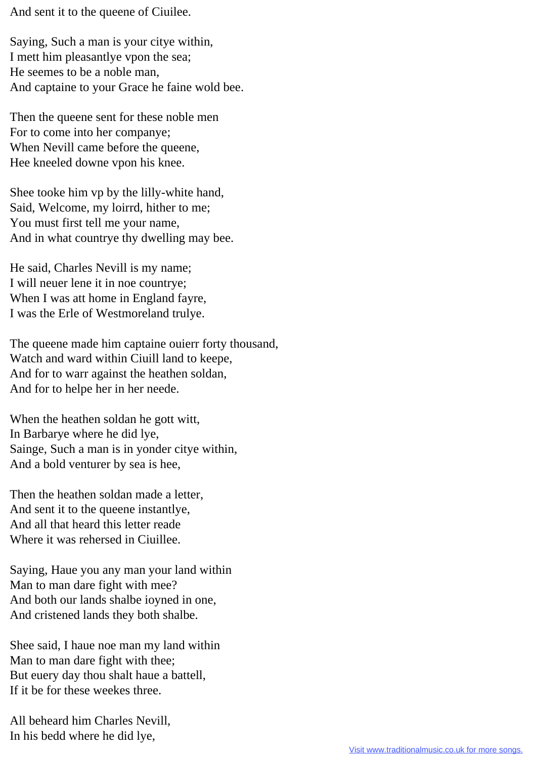And sent it to the queene of Ciuilee.

Saying, Such a man is your citye within,
I mett him pleasantlye vpon the sea;
He seemes to be a noble man,
And captaine to your Grace he faine wold bee.

Then the queene sent for these noble men
For to come into her companye;
When Nevill came before the queene,
Hee kneeled downe vpon his knee.

Shee tooke him vp by the lilly-white hand,
Said, Welcome, my loirrd, hither to me;
You must first tell me your name,
And in what countrye thy dwelling may bee.

He said, Charles Nevill is my name;
I will neuer lene it in noe countrye;
When I was att home in England fayre,
I was the Erle of Westmoreland trulye.

The queene made him captaine ouierr forty thousand,
Watch and ward within Ciuill land to keepe,
And for to warr against the heathen soldan,
And for to helpe her in her neede.

When the heathen soldan he gott witt,
In Barbarye where he did lye,
Sainge, Such a man is in yonder citye within,
And a bold venturer by sea is hee,

Then the heathen soldan made a letter,
And sent it to the queene instantlye,
And all that heard this letter reade
Where it was rehersed in Ciuillee.

Saying, Haue you any man your land within
Man to man dare fight with mee?
And both our lands shalbe ioyned in one,
And cristened lands they both shalbe.

Shee said, I haue noe man my land within
Man to man dare fight with thee;
But euery day thou shalt haue a battell,
If it be for these weekes three.

All beheard him Charles Nevill,
In his bedd where he did lye,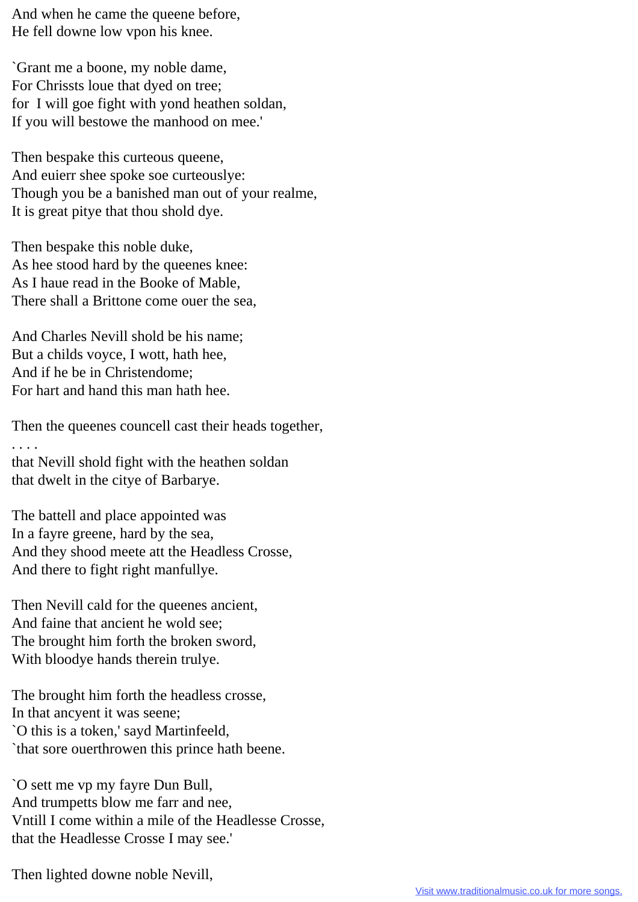And when he came the queene before,
He fell downe low vpon his knee.

`Grant me a boone, my noble dame,
For Chrissts loue that dyed on tree;
for  I will goe fight with yond heathen soldan,
If you will bestowe the manhood on mee.'

Then bespake this curteous queene,
And euierr shee spoke soe curteouslye:
Though you be a banished man out of your realme,
It is great pitye that thou shold dye.

Then bespake this noble duke,
As hee stood hard by the queenes knee:
As I haue read in the Booke of Mable,
There shall a Brittone come ouer the sea,

And Charles Nevill shold be his name;
But a childs voyce, I wott, hath hee,
And if he be in Christendome;
For hart and hand this man hath hee.

Then the queenes councell cast their heads together,
. . . .
that Nevill shold fight with the heathen soldan
that dwelt in the citye of Barbarye.

The battell and place appointed was
In a fayre greene, hard by the sea,
And they shood meete att the Headless Crosse,
And there to fight right manfullye.

Then Nevill cald for the queenes ancient,
And faine that ancient he wold see;
The brought him forth the broken sword,
With bloodye hands therein trulye.

The brought him forth the headless crosse,
In that ancyent it was seene;
`O this is a token,' sayd Martinfeeld,
`that sore ouerthrowen this prince hath beene.

`O sett me vp my fayre Dun Bull,
And trumpetts blow me farr and nee,
Vntill I come within a mile of the Headlesse Crosse,
that the Headlesse Crosse I may see.'

Then lighted downe noble Nevill,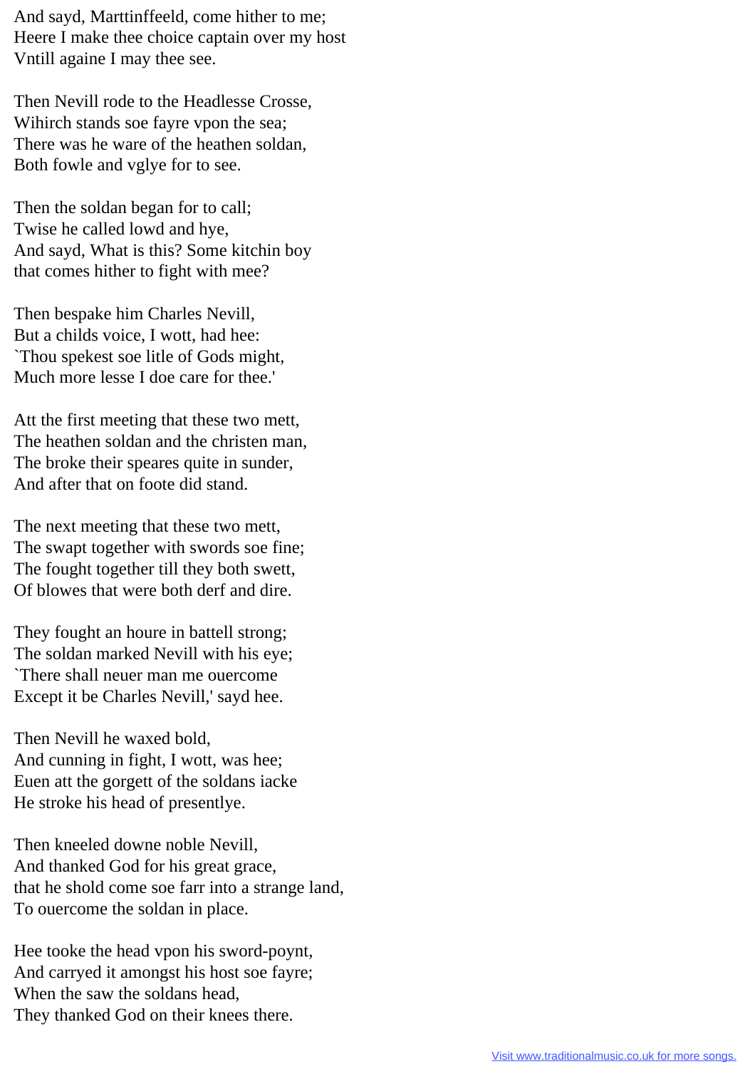And sayd, Marttinffeeld, come hither to me;
Heere I make thee choice captain over my host
Vntill againe I may thee see.

Then Nevill rode to the Headlesse Crosse,
Wihirch stands soe fayre vpon the sea;
There was he ware of the heathen soldan,
Both fowle and vglye for to see.

Then the soldan began for to call;
Twise he called lowd and hye,
And sayd, What is this? Some kitchin boy
that comes hither to fight with mee?

Then bespake him Charles Nevill,
But a childs voice, I wott, had hee:
`Thou spekest soe litle of Gods might,
Much more lesse I doe care for thee.'

Att the first meeting that these two mett,
The heathen soldan and the christen man,
The broke their speares quite in sunder,
And after that on foote did stand.

The next meeting that these two mett,
The swapt together with swords soe fine;
The fought together till they both swett,
Of blowes that were both derf and dire.

They fought an houre in battell strong;
The soldan marked Nevill with his eye;
`There shall neuer man me ouercome
Except it be Charles Nevill,' sayd hee.

Then Nevill he waxed bold,
And cunning in fight, I wott, was hee;
Euen att the gorgett of the soldans iacke
He stroke his head of presentlye.

Then kneeled downe noble Nevill,
And thanked God for his great grace,
that he shold come soe farr into a strange land,
To ouercome the soldan in place.

Hee tooke the head vpon his sword-poynt,
And carryed it amongst his host soe fayre;
When the saw the soldans head,
They thanked God on their knees there.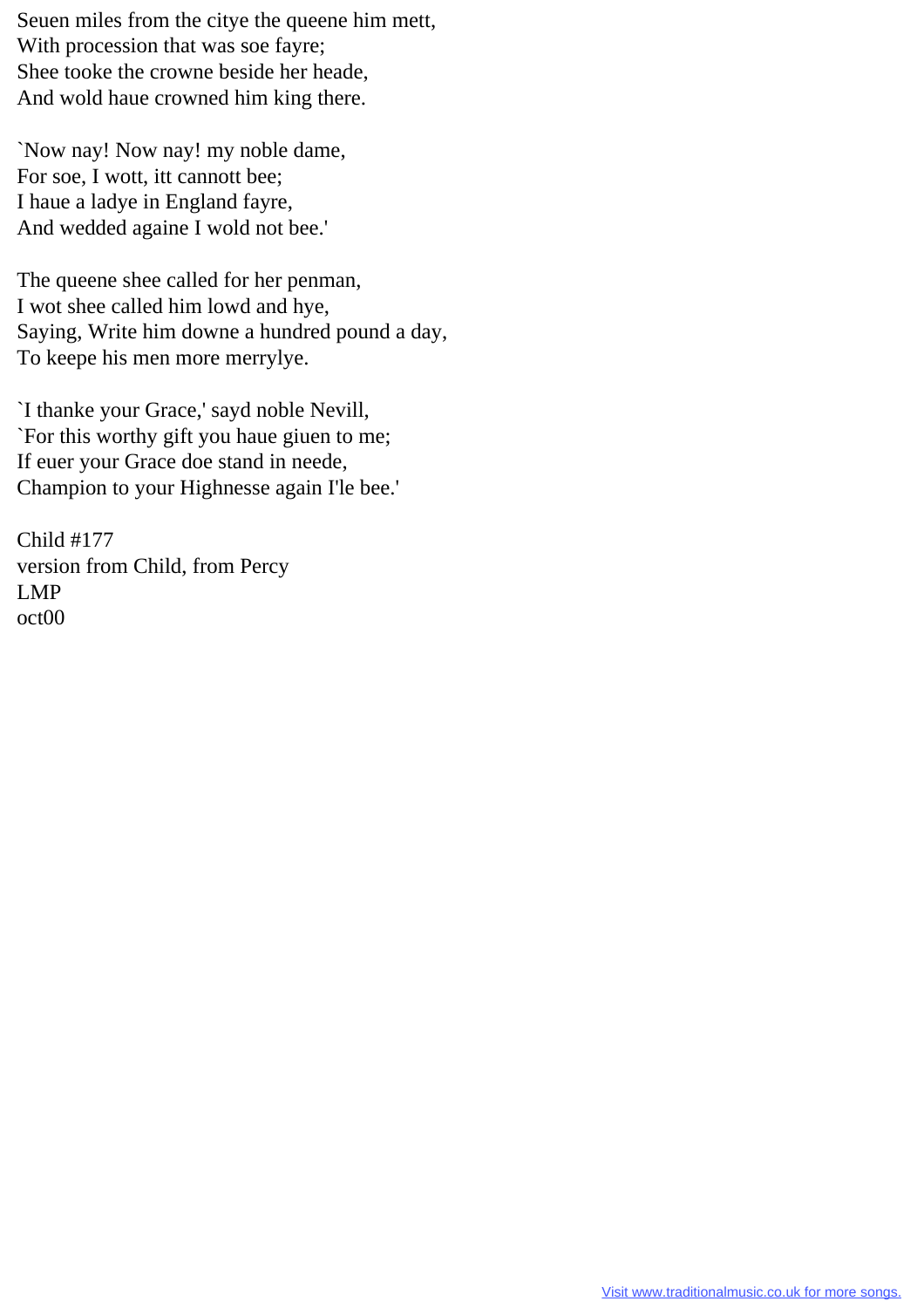Seuen miles from the citye the queene him mett,
With procession that was soe fayre;
Shee tooke the crowne beside her heade,
And wold haue crowned him king there.

`Now nay! Now nay! my noble dame,
For soe, I wott, itt cannott bee;
I haue a ladye in England fayre,
And wedded againe I wold not bee.'

The queene shee called for her penman,
I wot shee called him lowd and hye,
Saying, Write him downe a hundred pound a day,
To keepe his men more merrylye.

`I thanke your Grace,' sayd noble Nevill,
`For this worthy gift you haue giuen to me;
If euer your Grace doe stand in neede,
Champion to your Highnesse again I'le bee.'

Child #177
version from Child, from Percy
LMP
oct00

Visit www.traditionalmusic.co.uk for more songs.